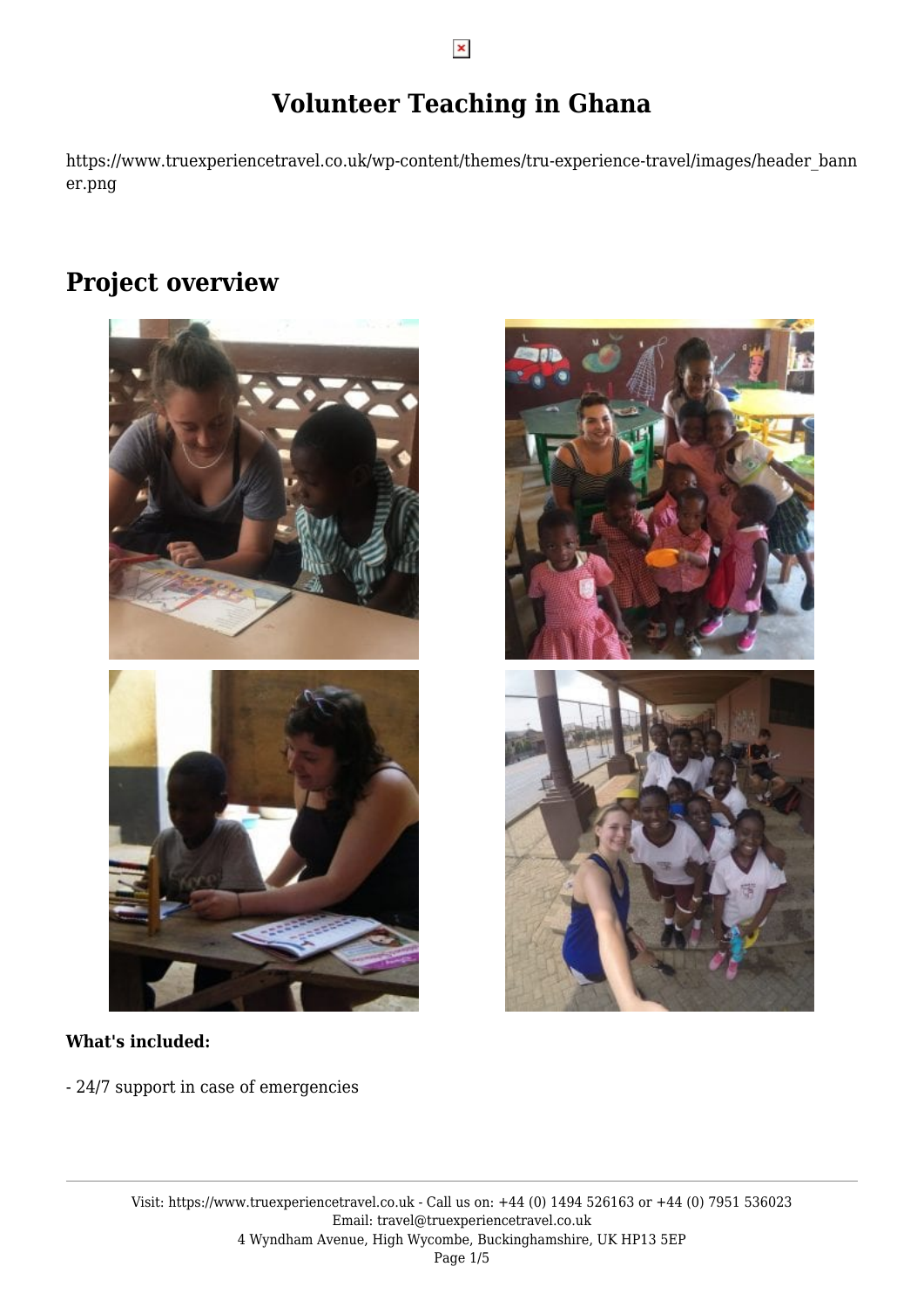# Volunteer Teaching in Ghana

https://www.truexperiencetravel.co.uk/wp-content/themes/tru-experience-travel/images/header_banner.png

## Project overview

**What's included:**

- 24/7 support in case of emergencies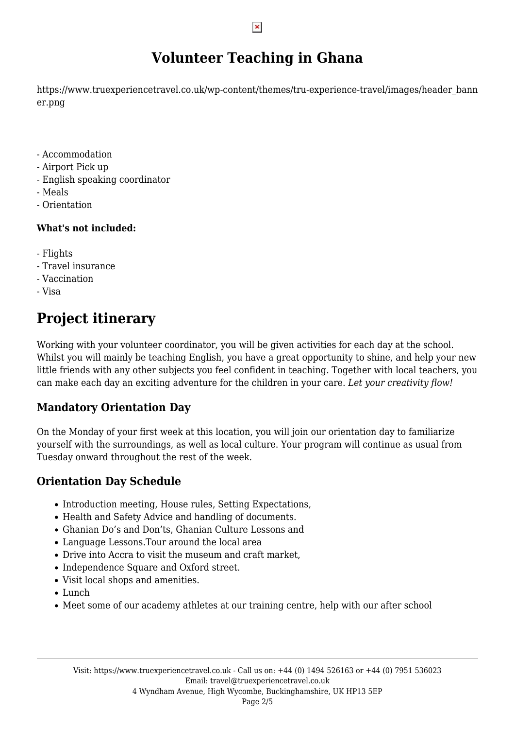# Volunteer Teaching in Ghana

https://www.truexperiencetravel.co.uk/wp-content/themes/tru-experience-travel/images/header_banner.png

- Accommodation
- Airport Pick up
- English speaking coordinator
- Meals
- Orientation

**What's not included:**

- Flights
- Travel insurance
- Vaccination
- Visa

# Project itinerary

Working with your volunteer coordinator, you will be given activities for each day at the school. Whilst you will mainly be teaching English, you have a great opportunity to shine, and help your new little friends with any other subjects you feel confident in teaching. Together with local teachers, you can make each day an exciting adventure for the children in your care. *Let your creativity flow!*

## Mandatory Orientation Day

On the Monday of your first week at this location, you will join our orientation day to familiarize yourself with the surroundings, as well as local culture. Your program will continue as usual from Tuesday onward throughout the rest of the week.

## Orientation Day Schedule

- Introduction meeting, House rules, Setting Expectations,
- Health and Safety Advice and handling of documents.
- Ghanian Do's and Don'ts, Ghanian Culture Lessons and
- Language Lessons.Tour around the local area
- Drive into Accra to visit the museum and craft market,
- Independence Square and Oxford street.
- Visit local shops and amenities.
- Lunch
- Meet some of our academy athletes at our training centre, help with our after school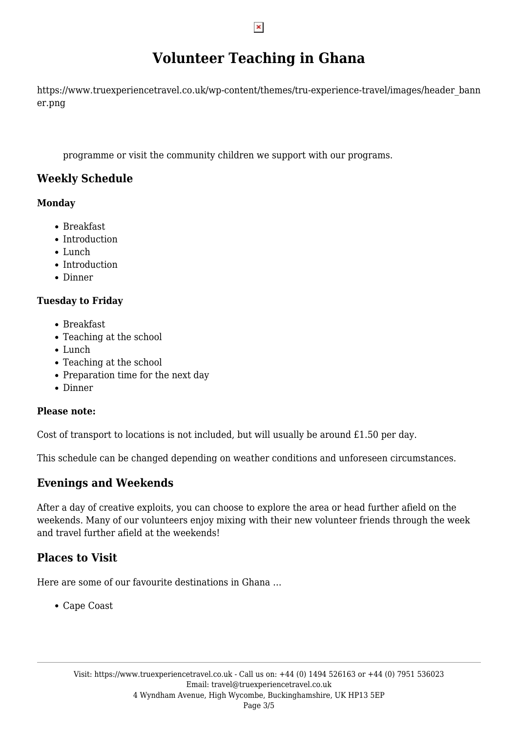# Volunteer Teaching in Ghana

https://www.truexperiencetravel.co.uk/wp-content/themes/tru-experience-travel/images/header_banner.png

programme or visit the community children we support with our programs.

## Weekly Schedule

**Monday**

- Breakfast
- Introduction
- Lunch
- Introduction
- Dinner

**Tuesday to Friday**

- Breakfast
- Teaching at the school
- Lunch
- Teaching at the school
- Preparation time for the next day
- Dinner

**Please note:**

Cost of transport to locations is not included, but will usually be around £1.50 per day.

This schedule can be changed depending on weather conditions and unforeseen circumstances.

## Evenings and Weekends

After a day of creative exploits, you can choose to explore the area or head further afield on the weekends. Many of our volunteers enjoy mixing with their new volunteer friends through the week and travel further afield at the weekends!

## Places to Visit

Here are some of our favourite destinations in Ghana …

- Cape Coast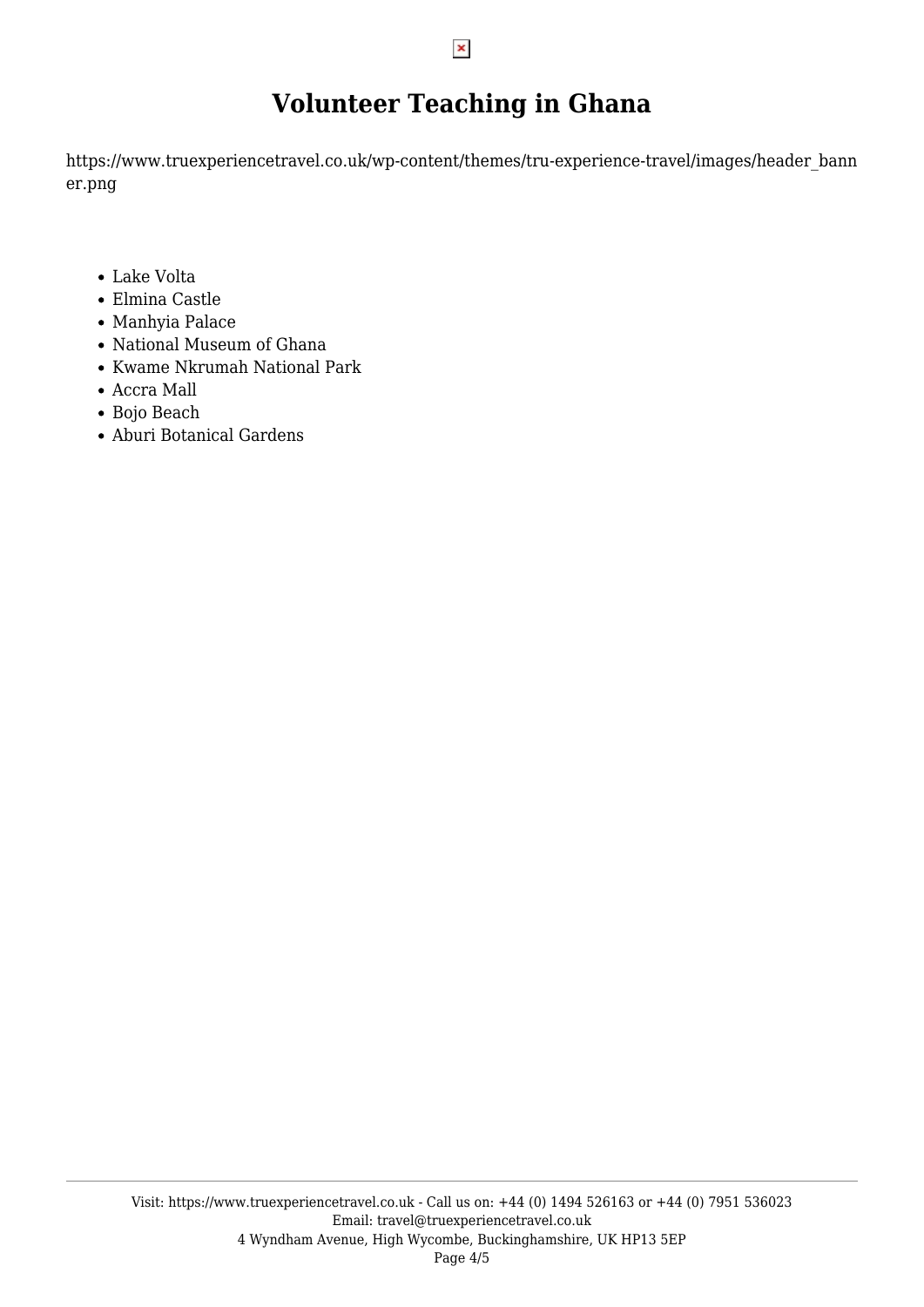# Volunteer Teaching in Ghana

https://www.truexperiencetravel.co.uk/wp-content/themes/tru-experience-travel/images/header_banner.png

- Lake Volta
- Elmina Castle
- Manhyia Palace
- National Museum of Ghana
- Kwame Nkrumah National Park
- Accra Mall
- Bojo Beach
- Aburi Botanical Gardens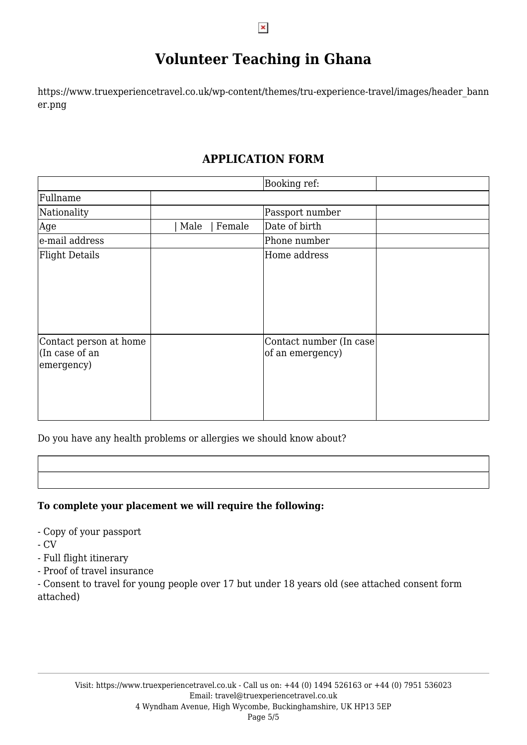# Volunteer Teaching in Ghana

https://www.truexperiencetravel.co.uk/wp-content/themes/tru-experience-travel/images/header_banner.png

## APPLICATION FORM

| | | | |
|---|---|---|---|
| | | Booking ref: | |
| Fullname | | | |
| Nationality | | Passport number | |
| Age | \| Male \| Female | Date of birth | |
| e-mail address | | Phone number | |
| Flight Details | | Home address | |
| Contact person at home (In case of an emergency) | | Contact number (In case of an emergency) | |

Do you have any health problems or allergies we should know about?

| |
|---|
| |
| |

**To complete your placement we will require the following:**

- Copy of your passport
- CV
- Full flight itinerary
- Proof of travel insurance
- Consent to travel for young people over 17 but under 18 years old (see attached consent form attached)

Visit: https://www.truexperiencetravel.co.uk - Call us on: +44 (0) 1494 526163 or +44 (0) 7951 536023
Email: travel@truexperiencetravel.co.uk
4 Wyndham Avenue, High Wycombe, Buckinghamshire, UK HP13 5EP